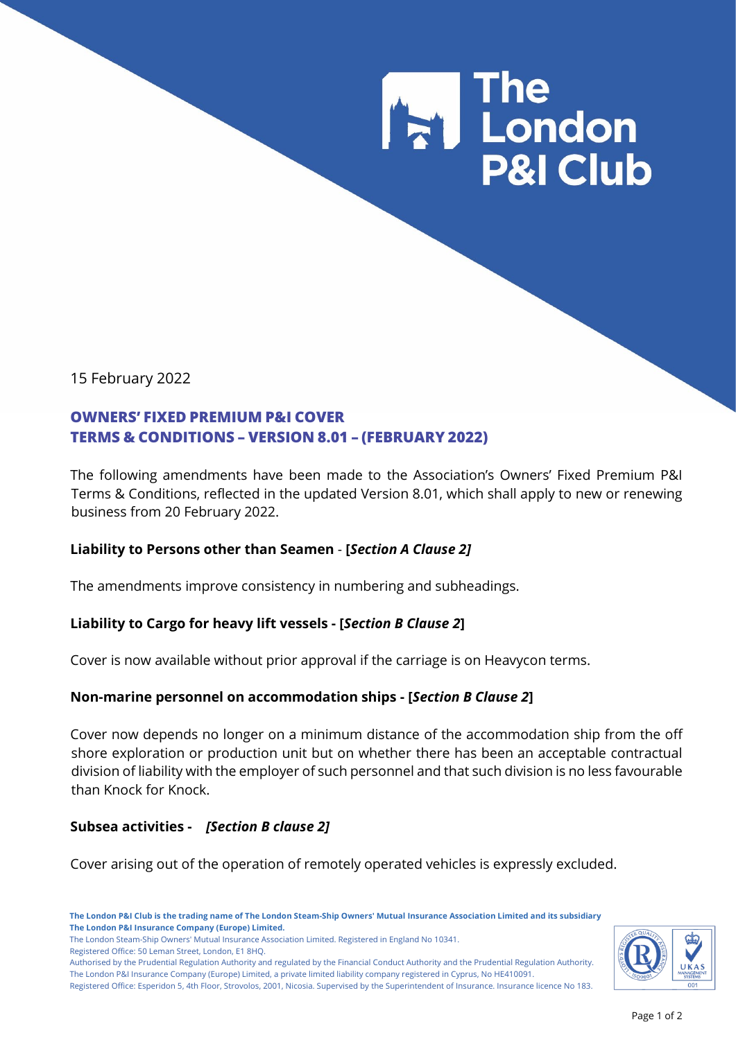15 February 2022

## OWNERS' FIXED PREMIUM P&I COVER
## TERMS & CONDITIONS – VERSION 8.01 – (FEBRUARY 2022)

The following amendments have been made to the Association's Owners' Fixed Premium P&I Terms & Conditions, reflected in the updated Version 8.01, which shall apply to new or renewing business from 20 February 2022.

**Liability to Persons other than Seamen** - **[*Section A Clause 2]***

The amendments improve consistency in numbering and subheadings.

**Liability to Cargo for heavy lift vessels - [*Section B Clause 2*]**

Cover is now available without prior approval if the carriage is on Heavycon terms.

**Non-marine personnel on accommodation ships - [*Section B Clause 2*]**

Cover now depends no longer on a minimum distance of the accommodation ship from the off shore exploration or production unit but on whether there has been an acceptable contractual division of liability with the employer of such personnel and that such division is no less favourable than Knock for Knock.

**Subsea activities -** ***[Section B clause 2]***

Cover arising out of the operation of remotely operated vehicles is expressly excluded.

**The London P&I Club is the trading name of The London Steam-Ship Owners' Mutual Insurance Association Limited and its subsidiary The London P&I Insurance Company (Europe) Limited.**
The London Steam-Ship Owners' Mutual Insurance Association Limited. Registered in England No 10341.
Registered Office: 50 Leman Street, London, E1 8HQ.
Authorised by the Prudential Regulation Authority and regulated by the Financial Conduct Authority and the Prudential Regulation Authority.
The London P&I Insurance Company (Europe) Limited, a private limited liability company registered in Cyprus, No HE410091.
Registered Office: Esperidon 5, 4th Floor, Strovolos, 2001, Nicosia. Supervised by the Superintendent of Insurance. Insurance licence No 183.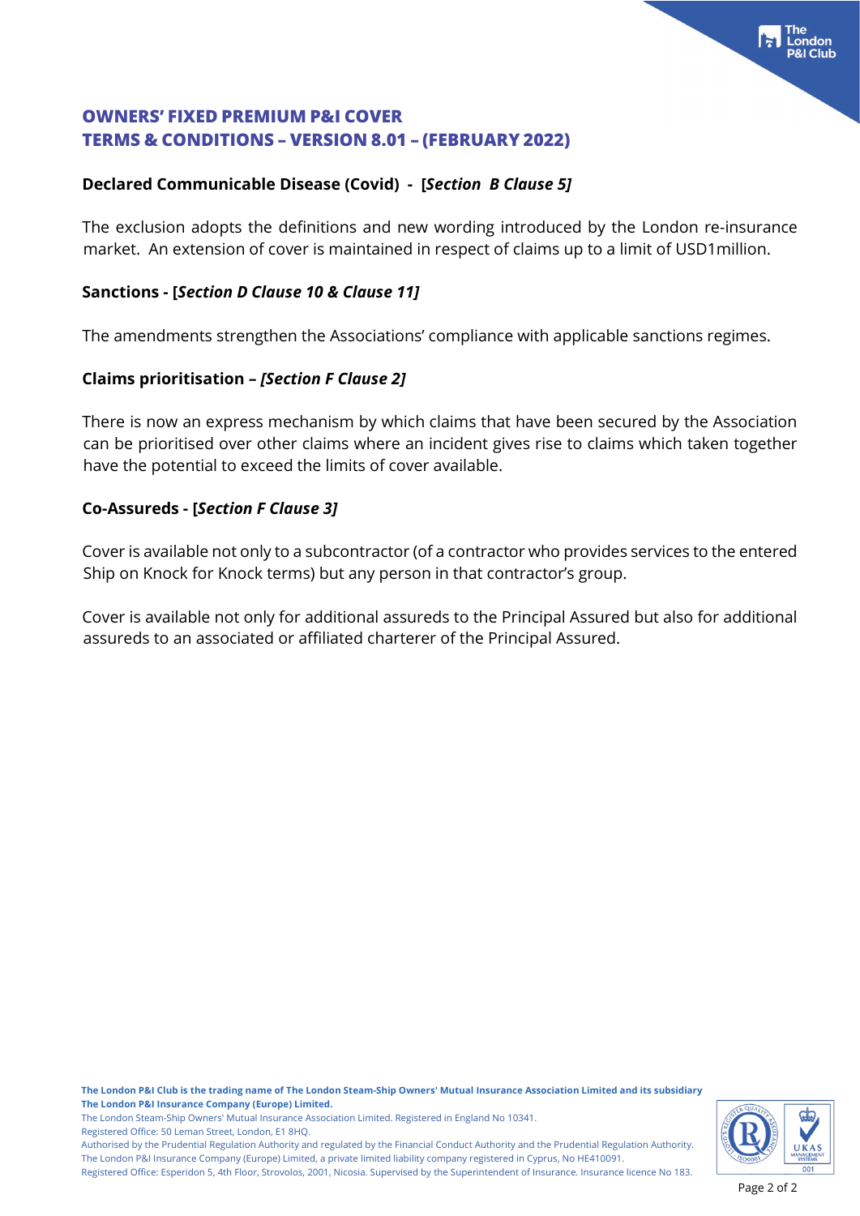# OWNERS' FIXED PREMIUM P&I COVER
# TERMS & CONDITIONS – VERSION 8.01 – (FEBRUARY 2022)

### Declared Communicable Disease (Covid) - [*Section B Clause 5]*

The exclusion adopts the definitions and new wording introduced by the London re-insurance market. An extension of cover is maintained in respect of claims up to a limit of USD1million.

### Sanctions - [*Section D Clause 10 & Clause 11]*

The amendments strengthen the Associations' compliance with applicable sanctions regimes.

### Claims prioritisation – *[Section F Clause 2]*

There is now an express mechanism by which claims that have been secured by the Association can be prioritised over other claims where an incident gives rise to claims which taken together have the potential to exceed the limits of cover available.

### Co-Assureds - [*Section F Clause 3]*

Cover is available not only to a subcontractor (of a contractor who provides services to the entered Ship on Knock for Knock terms) but any person in that contractor's group.

Cover is available not only for additional assureds to the Principal Assured but also for additional assureds to an associated or affiliated charterer of the Principal Assured.

**The London P&I Club is the trading name of The London Steam-Ship Owners' Mutual Insurance Association Limited and its subsidiary The London P&I Insurance Company (Europe) Limited.**

The London Steam-Ship Owners' Mutual Insurance Association Limited. Registered in England No 10341.
Registered Office: 50 Leman Street, London, E1 8HQ.
Authorised by the Prudential Regulation Authority and regulated by the Financial Conduct Authority and the Prudential Regulation Authority.
The London P&I Insurance Company (Europe) Limited, a private limited liability company registered in Cyprus, No HE410091.
Registered Office: Esperidon 5, 4th Floor, Strovolos, 2001, Nicosia. Supervised by the Superintendent of Insurance. Insurance licence No 183.